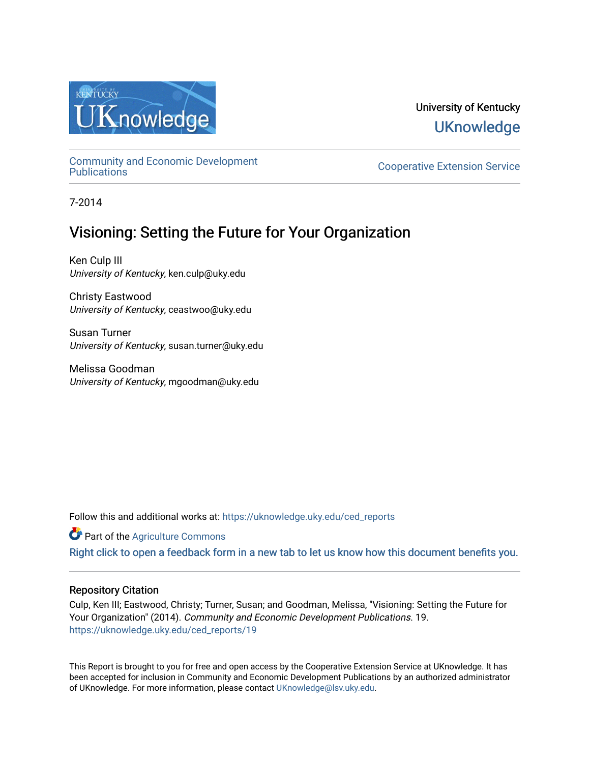University of Kentucky
**UKnowledge**

Community and Economic Development Publications | Cooperative Extension Service

7-2014

# Visioning: Setting the Future for Your Organization

Ken Culp III
*University of Kentucky*, ken.culp@uky.edu

Christy Eastwood
*University of Kentucky*, ceastwoo@uky.edu

Susan Turner
*University of Kentucky*, susan.turner@uky.edu

Melissa Goodman
*University of Kentucky*, mgoodman@uky.edu

Follow this and additional works at: https://uknowledge.uky.edu/ced_reports

Part of the Agriculture Commons

Right click to open a feedback form in a new tab to let us know how this document benefits you.

## Repository Citation

Culp, Ken III; Eastwood, Christy; Turner, Susan; and Goodman, Melissa, "Visioning: Setting the Future for Your Organization" (2014). *Community and Economic Development Publications*. 19.
https://uknowledge.uky.edu/ced_reports/19

This Report is brought to you for free and open access by the Cooperative Extension Service at UKnowledge. It has been accepted for inclusion in Community and Economic Development Publications by an authorized administrator of UKnowledge. For more information, please contact UKnowledge@lsv.uky.edu.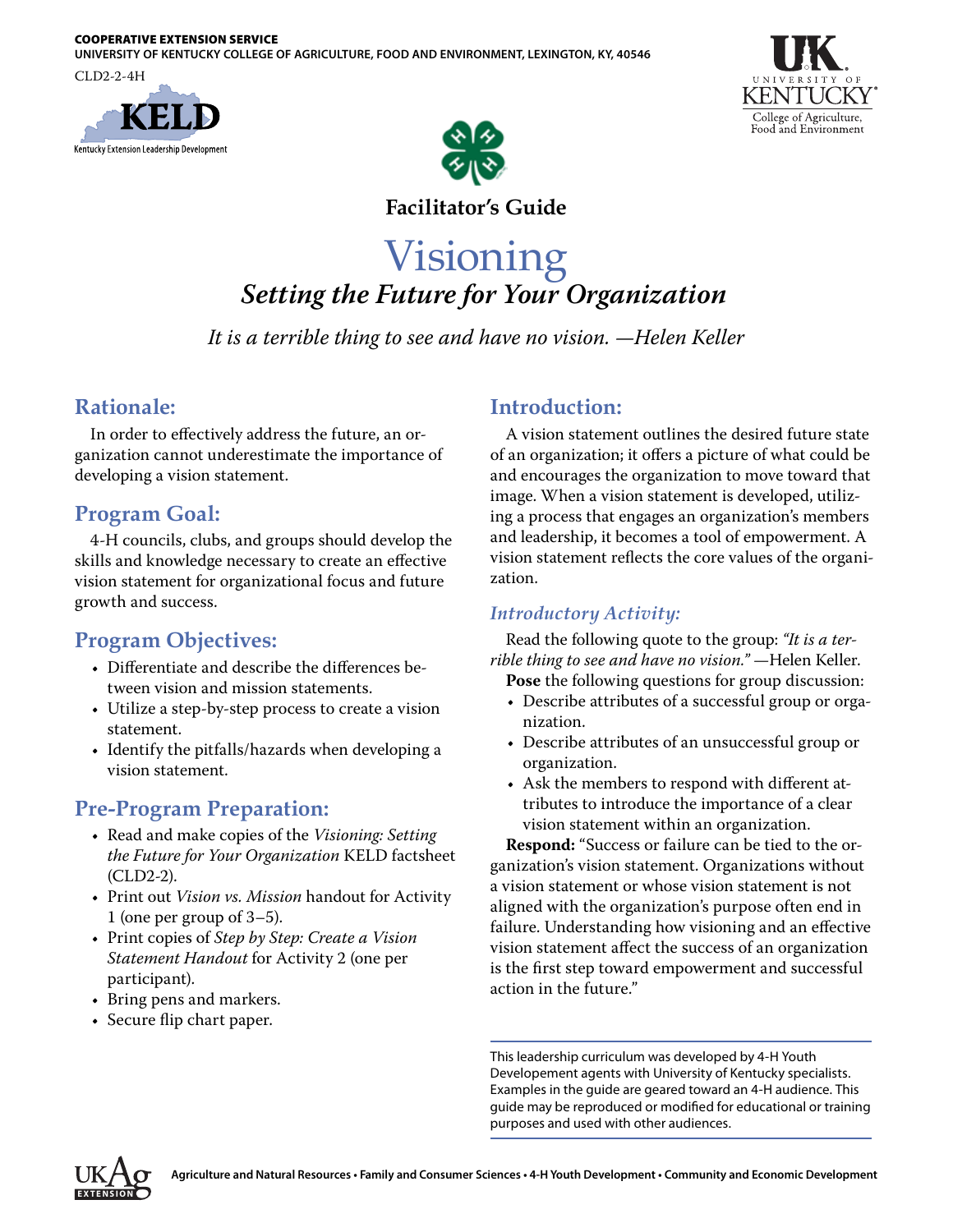COOPERATIVE EXTENSION SERVICE
UNIVERSITY OF KENTUCKY COLLEGE OF AGRICULTURE, FOOD AND ENVIRONMENT, LEXINGTON, KY, 40546

CLD2-2-4H

KELD
Kentucky Extension Leadership Development

**Facilitator's Guide**

# Visioning

## *Setting the Future for Your Organization*

*It is a terrible thing to see and have no vision. —Helen Keller*

## Rationale:

In order to effectively address the future, an organization cannot underestimate the importance of developing a vision statement.

## Program Goal:

4-H councils, clubs, and groups should develop the skills and knowledge necessary to create an effective vision statement for organizational focus and future growth and success.

## Program Objectives:

- Differentiate and describe the differences between vision and mission statements.
- Utilize a step-by-step process to create a vision statement.
- Identify the pitfalls/hazards when developing a vision statement.

## Pre-Program Preparation:

- Read and make copies of the *Visioning: Setting the Future for Your Organization* KELD factsheet (CLD2-2).
- Print out *Vision vs. Mission* handout for Activity 1 (one per group of 3–5).
- Print copies of *Step by Step: Create a Vision Statement Handout* for Activity 2 (one per participant).
- Bring pens and markers.
- Secure flip chart paper.

## Introduction:

A vision statement outlines the desired future state of an organization; it offers a picture of what could be and encourages the organization to move toward that image. When a vision statement is developed, utilizing a process that engages an organization's members and leadership, it becomes a tool of empowerment. A vision statement reflects the core values of the organization.

### *Introductory Activity:*

Read the following quote to the group: *"It is a terrible thing to see and have no vision."* —Helen Keller.

**Pose** the following questions for group discussion:

- Describe attributes of a successful group or organization.
- Describe attributes of an unsuccessful group or organization.
- Ask the members to respond with different attributes to introduce the importance of a clear vision statement within an organization.

**Respond:** "Success or failure can be tied to the organization's vision statement. Organizations without a vision statement or whose vision statement is not aligned with the organization's purpose often end in failure. Understanding how visioning and an effective vision statement affect the success of an organization is the first step toward empowerment and successful action in the future."

This leadership curriculum was developed by 4-H Youth Developement agents with University of Kentucky specialists. Examples in the guide are geared toward an 4-H audience. This guide may be reproduced or modified for educational or training purposes and used with other audiences.

Agriculture and Natural Resources • Family and Consumer Sciences • 4-H Youth Development • Community and Economic Development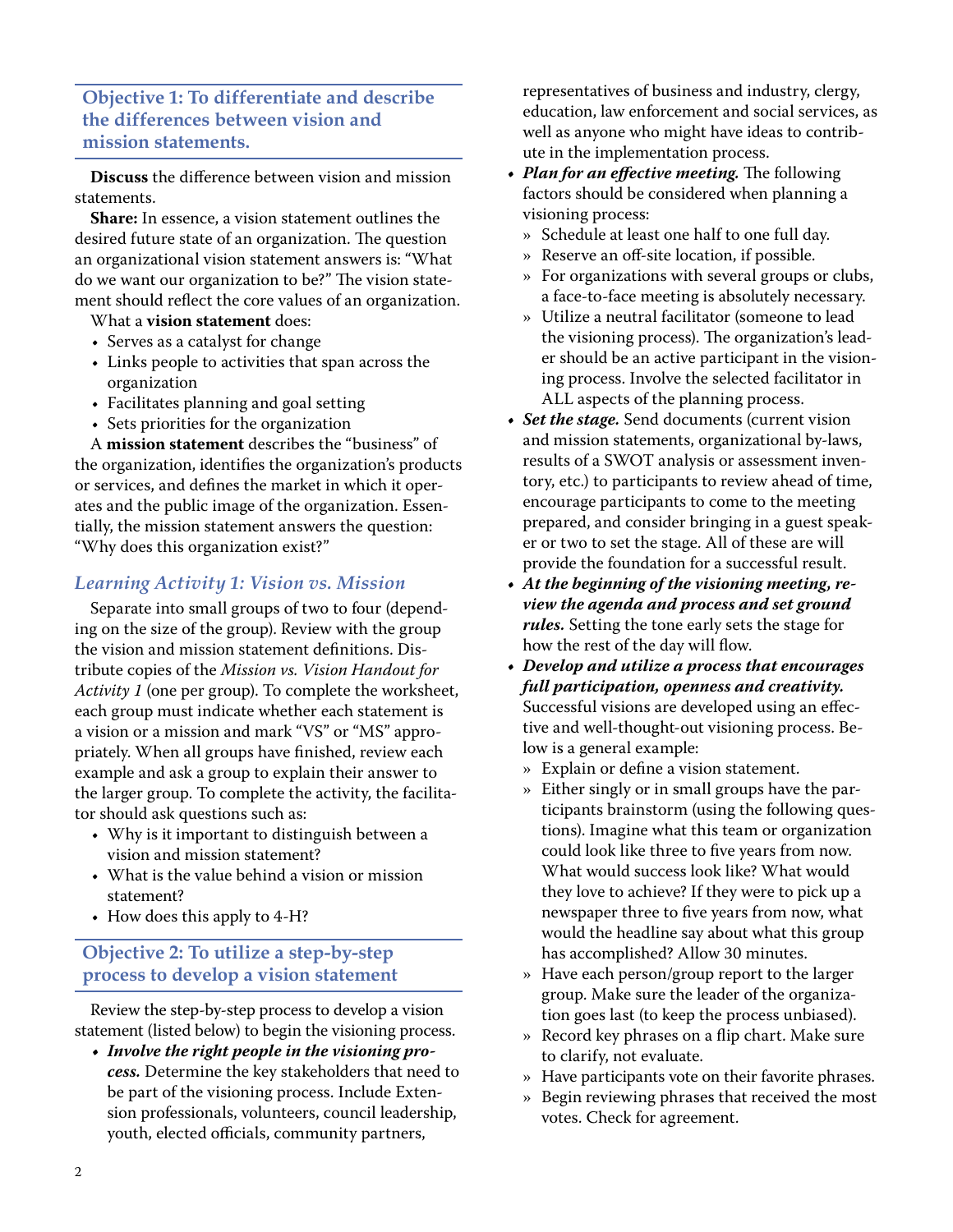## Objective 1: To differentiate and describe the differences between vision and mission statements.

**Discuss** the difference between vision and mission statements.

**Share:** In essence, a vision statement outlines the desired future state of an organization. The question an organizational vision statement answers is: "What do we want our organization to be?" The vision statement should reflect the core values of an organization.

What a **vision statement** does:

- Serves as a catalyst for change
- Links people to activities that span across the organization
- Facilitates planning and goal setting
- Sets priorities for the organization

A **mission statement** describes the "business" of the organization, identifies the organization's products or services, and defines the market in which it operates and the public image of the organization. Essentially, the mission statement answers the question: "Why does this organization exist?"

### *Learning Activity 1: Vision vs. Mission*

Separate into small groups of two to four (depending on the size of the group). Review with the group the vision and mission statement definitions. Distribute copies of the *Mission vs. Vision Handout for Activity 1* (one per group). To complete the worksheet, each group must indicate whether each statement is a vision or a mission and mark "VS" or "MS" appropriately. When all groups have finished, review each example and ask a group to explain their answer to the larger group. To complete the activity, the facilitator should ask questions such as:

- Why is it important to distinguish between a vision and mission statement?
- What is the value behind a vision or mission statement?
- How does this apply to 4-H?

## Objective 2: To utilize a step-by-step process to develop a vision statement

Review the step-by-step process to develop a vision statement (listed below) to begin the visioning process.

- ***Involve the right people in the visioning process.*** Determine the key stakeholders that need to be part of the visioning process. Include Extension professionals, volunteers, council leadership, youth, elected officials, community partners, representatives of business and industry, clergy, education, law enforcement and social services, as well as anyone who might have ideas to contribute in the implementation process.
- ***Plan for an effective meeting.*** The following factors should be considered when planning a visioning process:
  - Schedule at least one half to one full day.
  - Reserve an off-site location, if possible.
  - For organizations with several groups or clubs, a face-to-face meeting is absolutely necessary.
  - Utilize a neutral facilitator (someone to lead the visioning process). The organization's leader should be an active participant in the visioning process. Involve the selected facilitator in ALL aspects of the planning process.
- ***Set the stage.*** Send documents (current vision and mission statements, organizational by-laws, results of a SWOT analysis or assessment inventory, etc.) to participants to review ahead of time, encourage participants to come to the meeting prepared, and consider bringing in a guest speaker or two to set the stage. All of these are will provide the foundation for a successful result.
- ***At the beginning of the visioning meeting, review the agenda and process and set ground rules.*** Setting the tone early sets the stage for how the rest of the day will flow.
- ***Develop and utilize a process that encourages full participation, openness and creativity.*** Successful visions are developed using an effective and well-thought-out visioning process. Below is a general example:
  - Explain or define a vision statement.
  - Either singly or in small groups have the participants brainstorm (using the following questions). Imagine what this team or organization could look like three to five years from now. What would success look like? What would they love to achieve? If they were to pick up a newspaper three to five years from now, what would the headline say about what this group has accomplished? Allow 30 minutes.
  - Have each person/group report to the larger group. Make sure the leader of the organization goes last (to keep the process unbiased).
  - Record key phrases on a flip chart. Make sure to clarify, not evaluate.
  - Have participants vote on their favorite phrases.
  - Begin reviewing phrases that received the most votes. Check for agreement.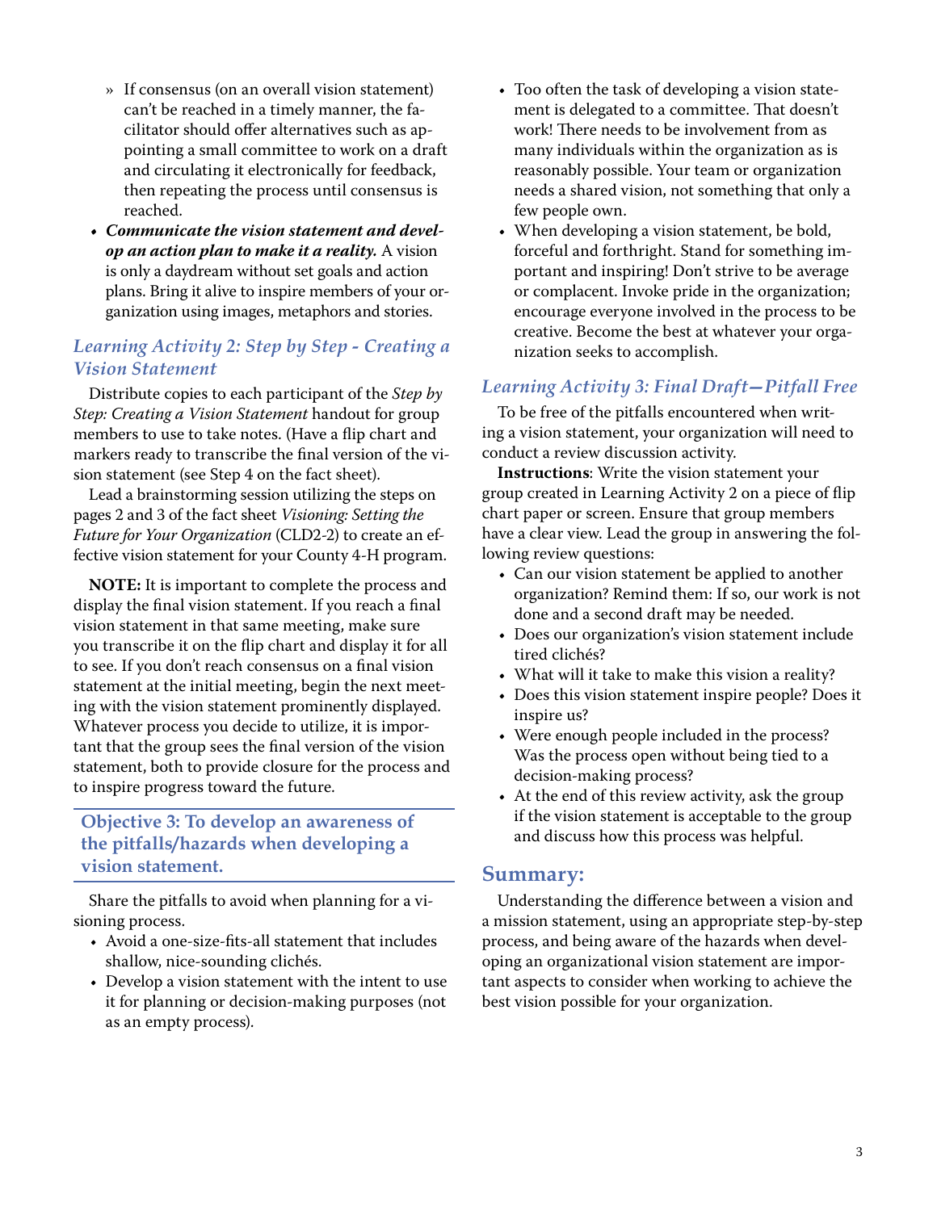- If consensus (on an overall vision statement) can't be reached in a timely manner, the facilitator should offer alternatives such as appointing a small committee to work on a draft and circulating it electronically for feedback, then repeating the process until consensus is reached.
- ***Communicate the vision statement and develop an action plan to make it a reality.*** A vision is only a daydream without set goals and action plans. Bring it alive to inspire members of your organization using images, metaphors and stories.

### *Learning Activity 2: Step by Step - Creating a Vision Statement*

Distribute copies to each participant of the *Step by Step: Creating a Vision Statement* handout for group members to use to take notes. (Have a flip chart and markers ready to transcribe the final version of the vision statement (see Step 4 on the fact sheet).

Lead a brainstorming session utilizing the steps on pages 2 and 3 of the fact sheet *Visioning: Setting the Future for Your Organization* (CLD2-2) to create an effective vision statement for your County 4-H program.

**NOTE:** It is important to complete the process and display the final vision statement. If you reach a final vision statement in that same meeting, make sure you transcribe it on the flip chart and display it for all to see. If you don't reach consensus on a final vision statement at the initial meeting, begin the next meeting with the vision statement prominently displayed. Whatever process you decide to utilize, it is important that the group sees the final version of the vision statement, both to provide closure for the process and to inspire progress toward the future.

## Objective 3: To develop an awareness of the pitfalls/hazards when developing a vision statement.

Share the pitfalls to avoid when planning for a visioning process.

- Avoid a one-size-fits-all statement that includes shallow, nice-sounding clichés.
- Develop a vision statement with the intent to use it for planning or decision-making purposes (not as an empty process).
- Too often the task of developing a vision statement is delegated to a committee. That doesn't work! There needs to be involvement from as many individuals within the organization as is reasonably possible. Your team or organization needs a shared vision, not something that only a few people own.
- When developing a vision statement, be bold, forceful and forthright. Stand for something important and inspiring! Don't strive to be average or complacent. Invoke pride in the organization; encourage everyone involved in the process to be creative. Become the best at whatever your organization seeks to accomplish.

### *Learning Activity 3: Final Draft—Pitfall Free*

To be free of the pitfalls encountered when writing a vision statement, your organization will need to conduct a review discussion activity.

**Instructions**: Write the vision statement your group created in Learning Activity 2 on a piece of flip chart paper or screen. Ensure that group members have a clear view. Lead the group in answering the following review questions:

- Can our vision statement be applied to another organization? Remind them: If so, our work is not done and a second draft may be needed.
- Does our organization's vision statement include tired clichés?
- What will it take to make this vision a reality?
- Does this vision statement inspire people? Does it inspire us?
- Were enough people included in the process? Was the process open without being tied to a decision-making process?
- At the end of this review activity, ask the group if the vision statement is acceptable to the group and discuss how this process was helpful.

## Summary:

Understanding the difference between a vision and a mission statement, using an appropriate step-by-step process, and being aware of the hazards when developing an organizational vision statement are important aspects to consider when working to achieve the best vision possible for your organization.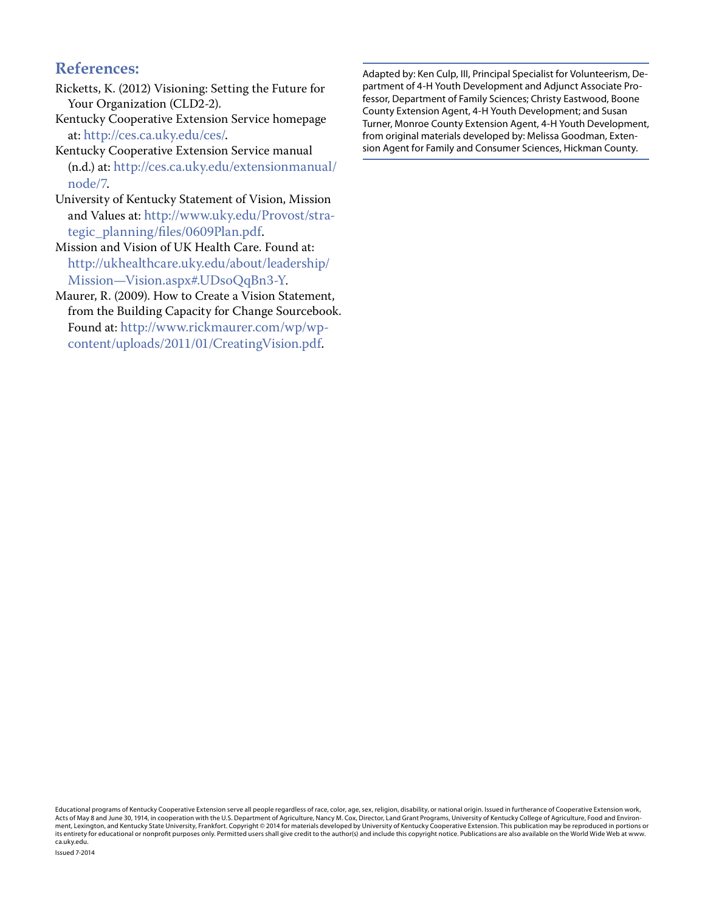## References:

Ricketts, K. (2012) Visioning: Setting the Future for Your Organization (CLD2-2).

Kentucky Cooperative Extension Service homepage at: http://ces.ca.uky.edu/ces/.

Kentucky Cooperative Extension Service manual (n.d.) at: http://ces.ca.uky.edu/extensionmanual/node/7.

University of Kentucky Statement of Vision, Mission and Values at: http://www.uky.edu/Provost/strategic_planning/files/0609Plan.pdf.

Mission and Vision of UK Health Care. Found at: http://ukhealthcare.uky.edu/about/leadership/Mission—Vision.aspx#.UDsoQqBn3-Y.

Maurer, R. (2009). How to Create a Vision Statement, from the Building Capacity for Change Sourcebook. Found at: http://www.rickmaurer.com/wp/wp-content/uploads/2011/01/CreatingVision.pdf.

---

Adapted by: Ken Culp, III, Principal Specialist for Volunteerism, Department of 4-H Youth Development and Adjunct Associate Professor, Department of Family Sciences; Christy Eastwood, Boone County Extension Agent, 4-H Youth Development; and Susan Turner, Monroe County Extension Agent, 4-H Youth Development, from original materials developed by: Melissa Goodman, Extension Agent for Family and Consumer Sciences, Hickman County.

---

Educational programs of Kentucky Cooperative Extension serve all people regardless of race, color, age, sex, religion, disability, or national origin. Issued in furtherance of Cooperative Extension work, Acts of May 8 and June 30, 1914, in cooperation with the U.S. Department of Agriculture, Nancy M. Cox, Director, Land Grant Programs, University of Kentucky College of Agriculture, Food and Environment, Lexington, and Kentucky State University, Frankfort. Copyright © 2014 for materials developed by University of Kentucky Cooperative Extension. This publication may be reproduced in portions or its entirety for educational or nonprofit purposes only. Permitted users shall give credit to the author(s) and include this copyright notice. Publications are also available on the World Wide Web at www.ca.uky.edu.

Issued 7-2014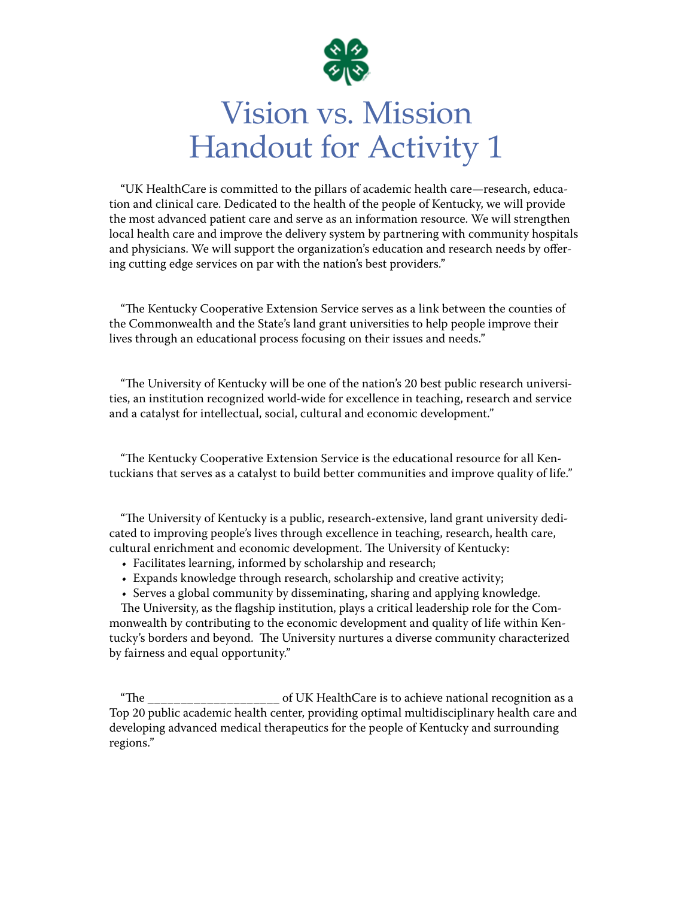# Vision vs. Mission Handout for Activity 1

"UK HealthCare is committed to the pillars of academic health care—research, education and clinical care. Dedicated to the health of the people of Kentucky, we will provide the most advanced patient care and serve as an information resource. We will strengthen local health care and improve the delivery system by partnering with community hospitals and physicians. We will support the organization's education and research needs by offering cutting edge services on par with the nation's best providers."

"The Kentucky Cooperative Extension Service serves as a link between the counties of the Commonwealth and the State's land grant universities to help people improve their lives through an educational process focusing on their issues and needs."

"The University of Kentucky will be one of the nation's 20 best public research universities, an institution recognized world-wide for excellence in teaching, research and service and a catalyst for intellectual, social, cultural and economic development."

"The Kentucky Cooperative Extension Service is the educational resource for all Kentuckians that serves as a catalyst to build better communities and improve quality of life."

"The University of Kentucky is a public, research-extensive, land grant university dedicated to improving people's lives through excellence in teaching, research, health care, cultural enrichment and economic development. The University of Kentucky:

- Facilitates learning, informed by scholarship and research;
- Expands knowledge through research, scholarship and creative activity;
- Serves a global community by disseminating, sharing and applying knowledge.

The University, as the flagship institution, plays a critical leadership role for the Commonwealth by contributing to the economic development and quality of life within Kentucky's borders and beyond. The University nurtures a diverse community characterized by fairness and equal opportunity."

"The ___________________ of UK HealthCare is to achieve national recognition as a Top 20 public academic health center, providing optimal multidisciplinary health care and developing advanced medical therapeutics for the people of Kentucky and surrounding regions."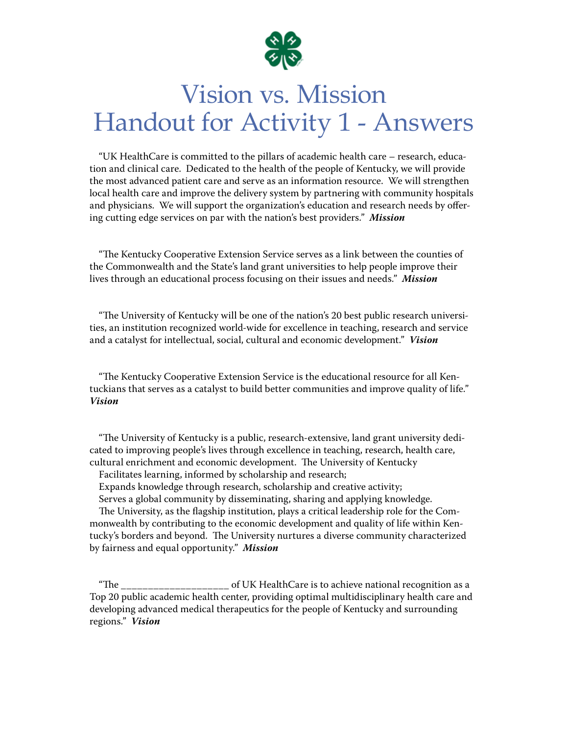# Vision vs. Mission Handout for Activity 1 - Answers

"UK HealthCare is committed to the pillars of academic health care – research, education and clinical care. Dedicated to the health of the people of Kentucky, we will provide the most advanced patient care and serve as an information resource. We will strengthen local health care and improve the delivery system by partnering with community hospitals and physicians. We will support the organization's education and research needs by offering cutting edge services on par with the nation's best providers." ***Mission***

"The Kentucky Cooperative Extension Service serves as a link between the counties of the Commonwealth and the State's land grant universities to help people improve their lives through an educational process focusing on their issues and needs." ***Mission***

"The University of Kentucky will be one of the nation's 20 best public research universities, an institution recognized world-wide for excellence in teaching, research and service and a catalyst for intellectual, social, cultural and economic development." ***Vision***

"The Kentucky Cooperative Extension Service is the educational resource for all Kentuckians that serves as a catalyst to build better communities and improve quality of life." ***Vision***

"The University of Kentucky is a public, research-extensive, land grant university dedicated to improving people's lives through excellence in teaching, research, health care, cultural enrichment and economic development. The University of Kentucky

Facilitates learning, informed by scholarship and research;

Expands knowledge through research, scholarship and creative activity;

Serves a global community by disseminating, sharing and applying knowledge.

The University, as the flagship institution, plays a critical leadership role for the Commonwealth by contributing to the economic development and quality of life within Kentucky's borders and beyond. The University nurtures a diverse community characterized by fairness and equal opportunity." ***Mission***

"The ___________________ of UK HealthCare is to achieve national recognition as a Top 20 public academic health center, providing optimal multidisciplinary health care and developing advanced medical therapeutics for the people of Kentucky and surrounding regions." ***Vision***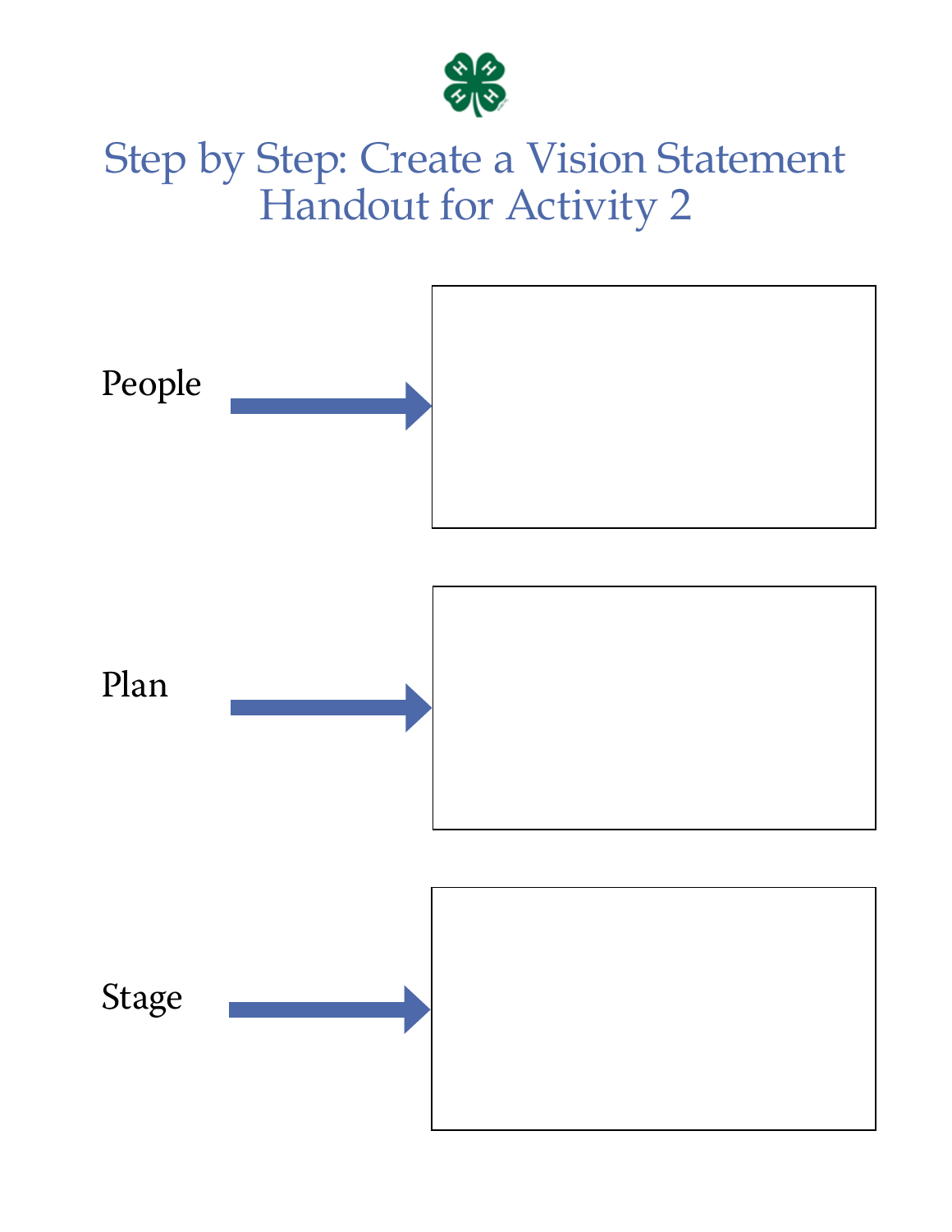# Step by Step: Create a Vision Statement Handout for Activity 2

People

Plan

Stage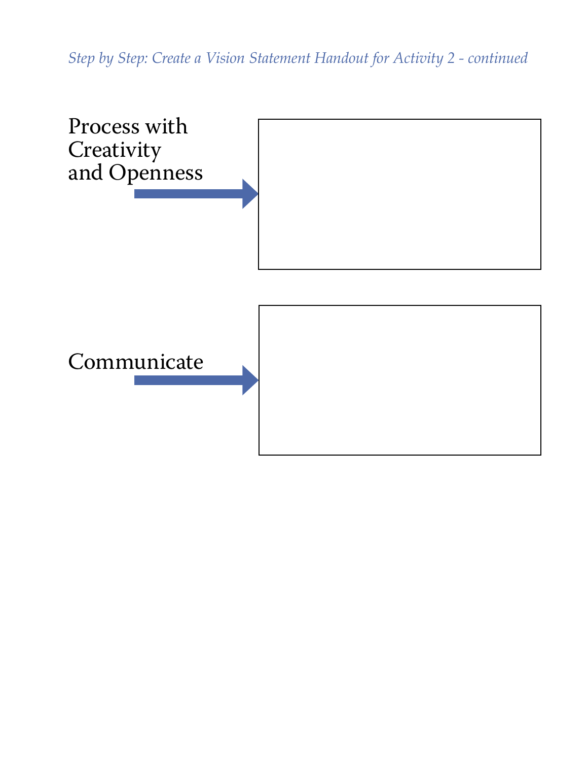*Step by Step: Create a Vision Statement Handout for Activity 2 - continued*

Process with Creativity and Openness

Communicate